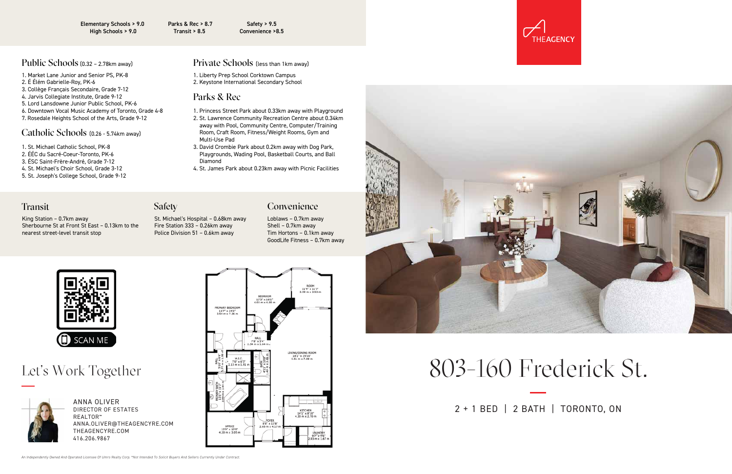| Elementary Schools > 9.0 | Parks & Rec > 8.7 | Safety > 9.5 |
| --- | --- | --- |
| High Schools > 9.0 | Transit > 8.5 | Convenience >8.5 |

THEAGENCY

## Public Schools (0.32 – 2.78km away)

1. Market Lane Junior and Senior PS, PK-8
2. É Élém Gabrielle-Roy, PK-6
3. Collège Français Secondaire, Grade 7-12
4. Jarvis Collegiate Institute, Grade 9-12
5. Lord Lansdowne Junior Public School, PK-6
6. Downtown Vocal Music Academy of Toronto, Grade 4-8
7. Rosedale Heights School of the Arts, Grade 9-12

## Catholic Schools (0.26 - 5.74km away)

1. St. Michael Catholic School, PK-8
2. ÉÉC du Sacré-Coeur-Toronto, PK-6
3. ÉSC Saint-Frère-André, Grade 7-12
4. St. Michael's Choir School, Grade 3-12
5. St. Joseph's College School, Grade 9-12

## Private Schools (less than 1km away)

1. Liberty Prep School Corktown Campus
2. Keystone International Secondary School

## Parks & Rec

1. Princess Street Park about 0.33km away with Playground
2. St. Lawrence Community Recreation Centre about 0.34km away with Pool, Community Centre, Computer/Training Room, Craft Room, Fitness/Weight Rooms, Gym and Multi-Use Pad
3. David Crombie Park about 0.2km away with Dog Park, Playgrounds, Wading Pool, Basketball Courts, and Ball Diamond
4. St. James Park about 0.23km away with Picnic Facilities

## Transit

King Station – 0.7km away
Sherbourne St at Front St East – 0.13km to the nearest street-level transit stop

## Safety

St. Michael's Hospital – 0.68km away
Fire Station 333 – 0.26km away
Police Division 51 – 0.6km away

## Convenience

Loblaws – 0.7km away
Shell – 0.7km away
Tim Hortons – 0.1km away
GoodLife Fitness – 0.7km away

SCAN ME

## Let's Work Together

ANNA OLIVER
DIRECTOR OF ESTATES
REALTOR™
ANNA.OLIVER@THEAGENCYRE.COM
THEAGENCYRE.COM
416.206.9867

# 803-160 Frederick St.

2 + 1 BED | 2 BATH | TORONTO, ON

*An Independently Owned And Operated Licensee Of Umro Realty Corp. *Not Intended To Solicit Buyers And Sellers Currently Under Contract.*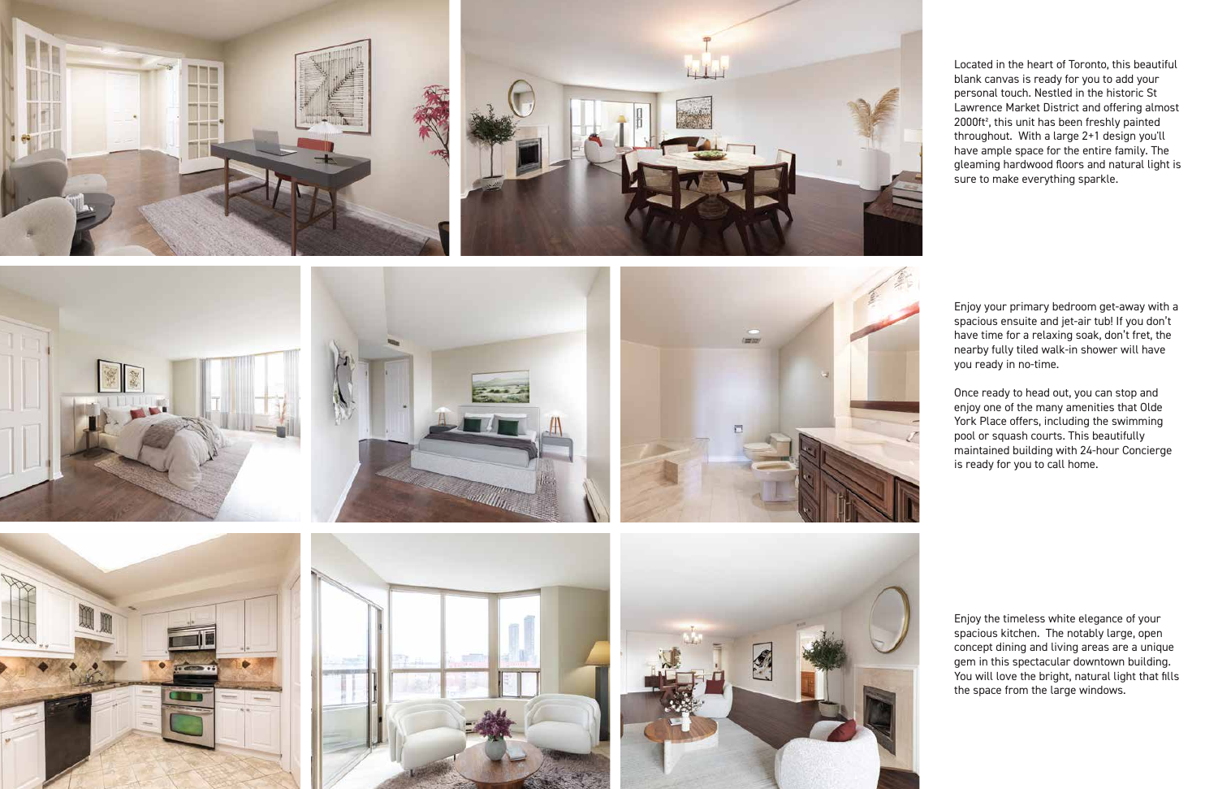Located in the heart of Toronto, this beautiful blank canvas is ready for you to add your personal touch. Nestled in the historic St Lawrence Market District and offering almost 2000ft², this unit has been freshly painted throughout. With a large 2+1 design you'll have ample space for the entire family. The gleaming hardwood floors and natural light is sure to make everything sparkle.

Enjoy your primary bedroom get-away with a spacious ensuite and jet-air tub! If you don't have time for a relaxing soak, don't fret, the nearby fully tiled walk-in shower will have you ready in no-time.

Once ready to head out, you can stop and enjoy one of the many amenities that Olde York Place offers, including the swimming pool or squash courts. This beautifully maintained building with 24-hour Concierge is ready for you to call home.

Enjoy the timeless white elegance of your spacious kitchen. The notably large, open concept dining and living areas are a unique gem in this spectacular downtown building. You will love the bright, natural light that fills the space from the large windows.